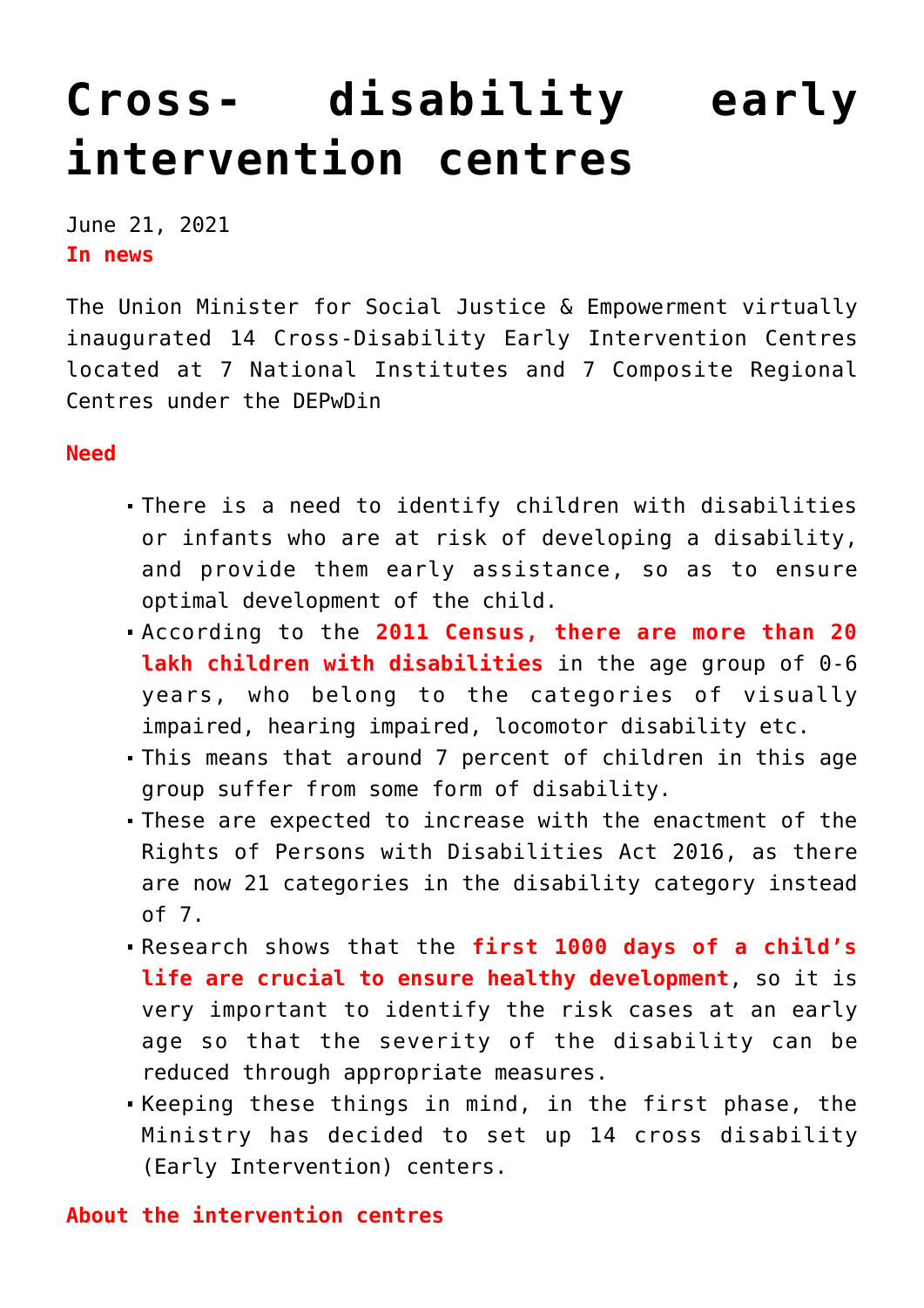# Cross- disability early intervention centres

June 21, 2021

**In news**

The Union Minister for Social Justice & Empowerment virtually inaugurated 14 Cross-Disability Early Intervention Centres located at 7 National Institutes and 7 Composite Regional Centres under the DEPwDin

**Need**

- There is a need to identify children with disabilities or infants who are at risk of developing a disability, and provide them early assistance, so as to ensure optimal development of the child.
- According to the **2011 Census, there are more than 20 lakh children with disabilities** in the age group of 0-6 years, who belong to the categories of visually impaired, hearing impaired, locomotor disability etc.
- This means that around 7 percent of children in this age group suffer from some form of disability.
- These are expected to increase with the enactment of the Rights of Persons with Disabilities Act 2016, as there are now 21 categories in the disability category instead of 7.
- Research shows that the **first 1000 days of a child's life are crucial to ensure healthy development**, so it is very important to identify the risk cases at an early age so that the severity of the disability can be reduced through appropriate measures.
- Keeping these things in mind, in the first phase, the Ministry has decided to set up 14 cross disability (Early Intervention) centers.

**About the intervention centres**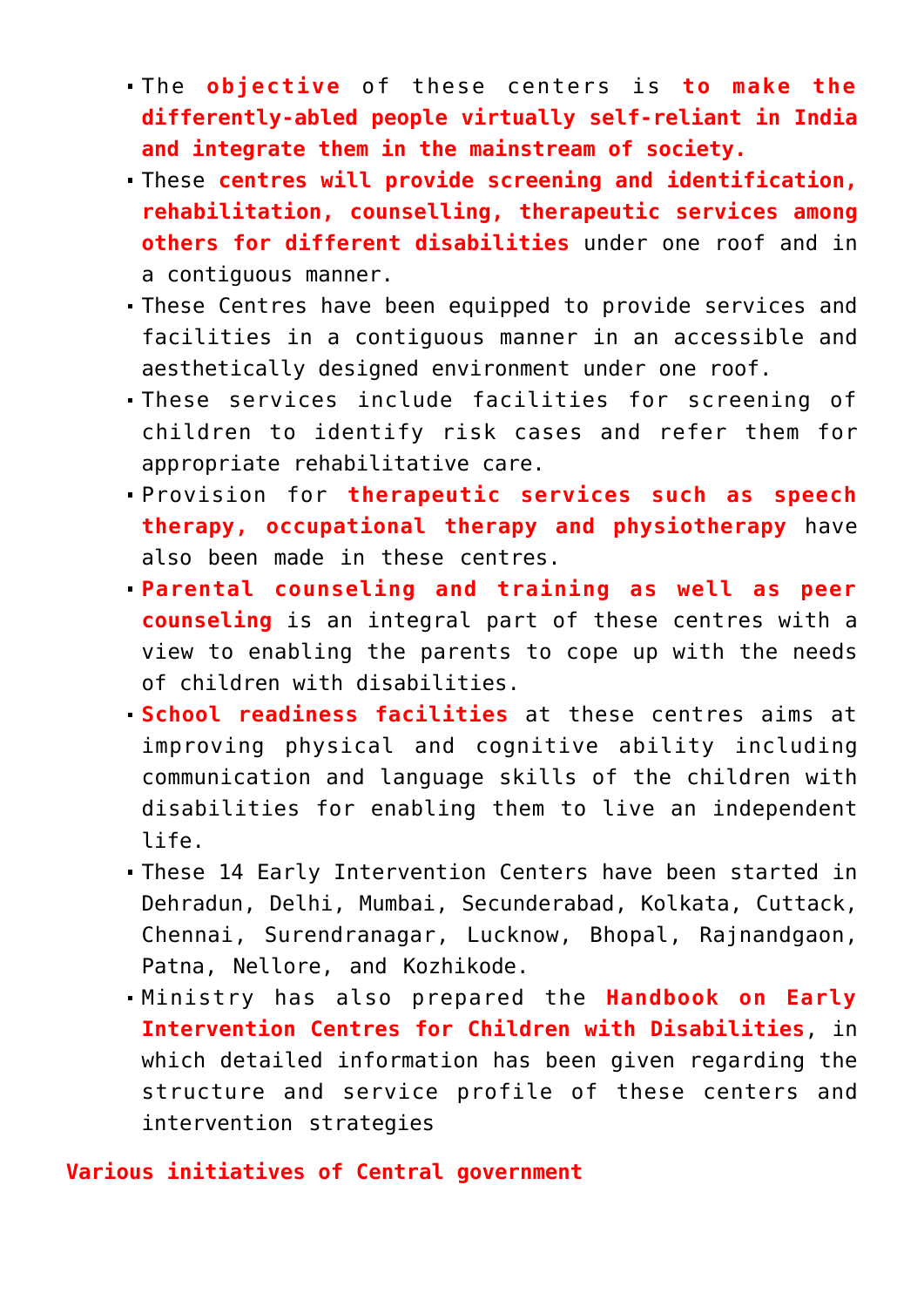- The **objective** of these centers is **to make the differently-abled people virtually self-reliant in India and integrate them in the mainstream of society.**
- These **centres will provide screening and identification, rehabilitation, counselling, therapeutic services among others for different disabilities** under one roof and in a contiguous manner.
- These Centres have been equipped to provide services and facilities in a contiguous manner in an accessible and aesthetically designed environment under one roof.
- These services include facilities for screening of children to identify risk cases and refer them for appropriate rehabilitative care.
- Provision for **therapeutic services such as speech therapy, occupational therapy and physiotherapy** have also been made in these centres.
- **Parental counseling and training as well as peer counseling** is an integral part of these centres with a view to enabling the parents to cope up with the needs of children with disabilities.
- **School readiness facilities** at these centres aims at improving physical and cognitive ability including communication and language skills of the children with disabilities for enabling them to live an independent life.
- These 14 Early Intervention Centers have been started in Dehradun, Delhi, Mumbai, Secunderabad, Kolkata, Cuttack, Chennai, Surendranagar, Lucknow, Bhopal, Rajnandgaon, Patna, Nellore, and Kozhikode.
- Ministry has also prepared the **Handbook on Early Intervention Centres for Children with Disabilities**, in which detailed information has been given regarding the structure and service profile of these centers and intervention strategies

**Various initiatives of Central government**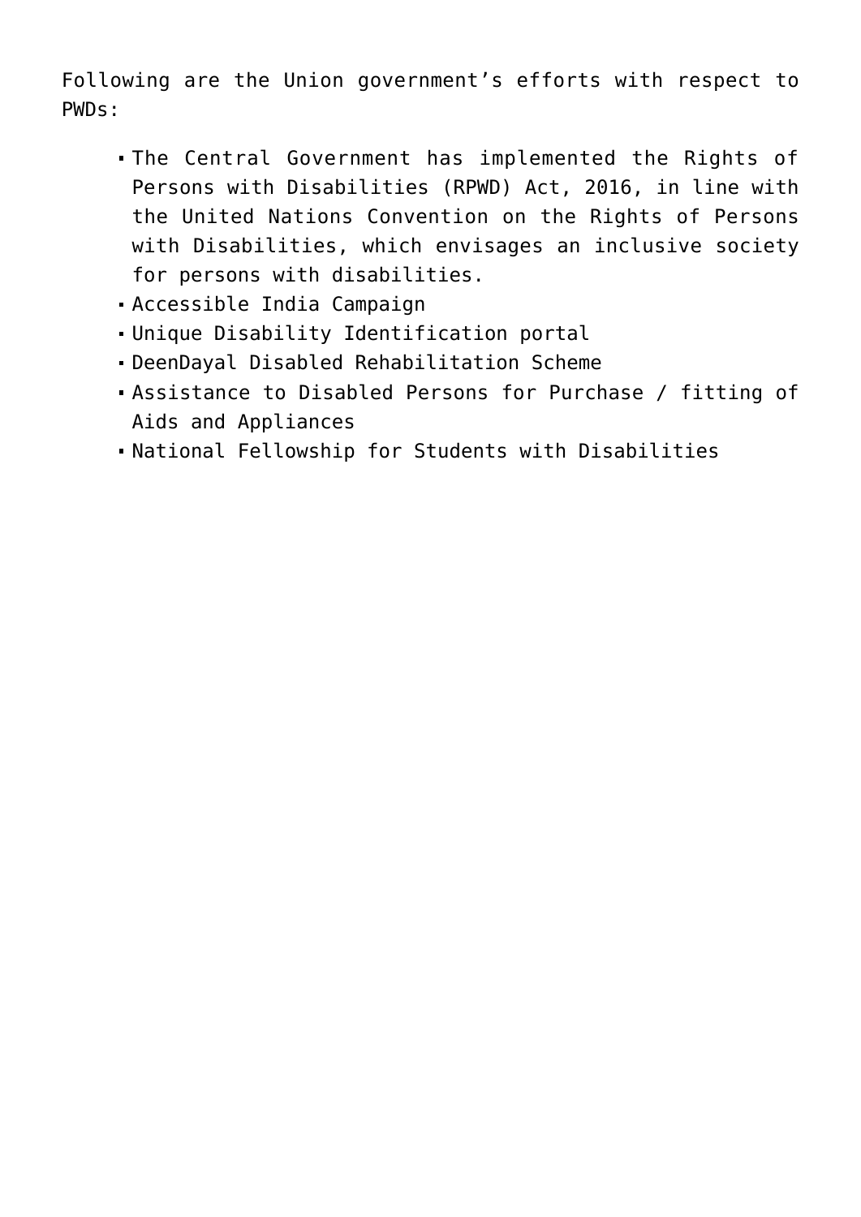Following are the Union government's efforts with respect to PWDs:

- The Central Government has implemented the Rights of Persons with Disabilities (RPWD) Act, 2016, in line with the United Nations Convention on the Rights of Persons with Disabilities, which envisages an inclusive society for persons with disabilities.
- Accessible India Campaign
- Unique Disability Identification portal
- DeenDayal Disabled Rehabilitation Scheme
- Assistance to Disabled Persons for Purchase / fitting of Aids and Appliances
- National Fellowship for Students with Disabilities